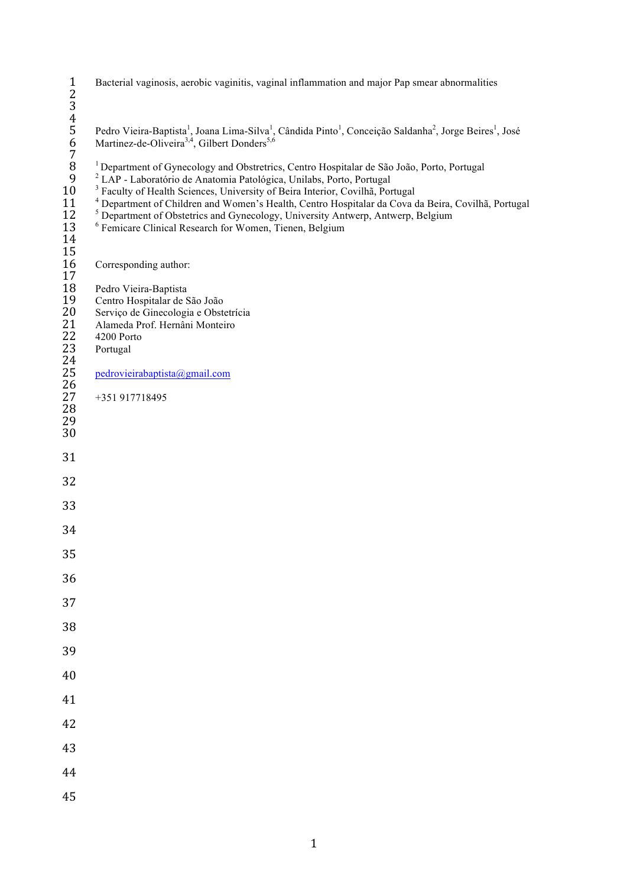# Bacterial vaginosis, aerobic vaginitis, vaginal inflammation and major Pap smear abnormalities

Pedro Vieira-Baptista[1], Joana Lima-Silva[1], Cândida Pinto[1], Conceição Saldanha[2], Jorge Beires[1], José Martinez-de-Oliveira[3,4], Gilbert Donders[5,6]

[1] Department of Gynecology and Obstetrics, Centro Hospitalar de São João, Porto, Portugal
[2] LAP - Laboratório de Anatomia Patológica, Unilabs, Porto, Portugal
[3] Faculty of Health Sciences, University of Beira Interior, Covilhã, Portugal
[4] Department of Children and Women's Health, Centro Hospitalar da Cova da Beira, Covilhã, Portugal
[5] Department of Obstetrics and Gynecology, University Antwerp, Antwerp, Belgium
[6] Femicare Clinical Research for Women, Tienen, Belgium

Corresponding author:

Pedro Vieira-Baptista
Centro Hospitalar de São João
Serviço de Ginecologia e Obstetrícia
Alameda Prof. Hernâni Monteiro
4200 Porto
Portugal

pedrovieirabaptista@gmail.com

+351 917718495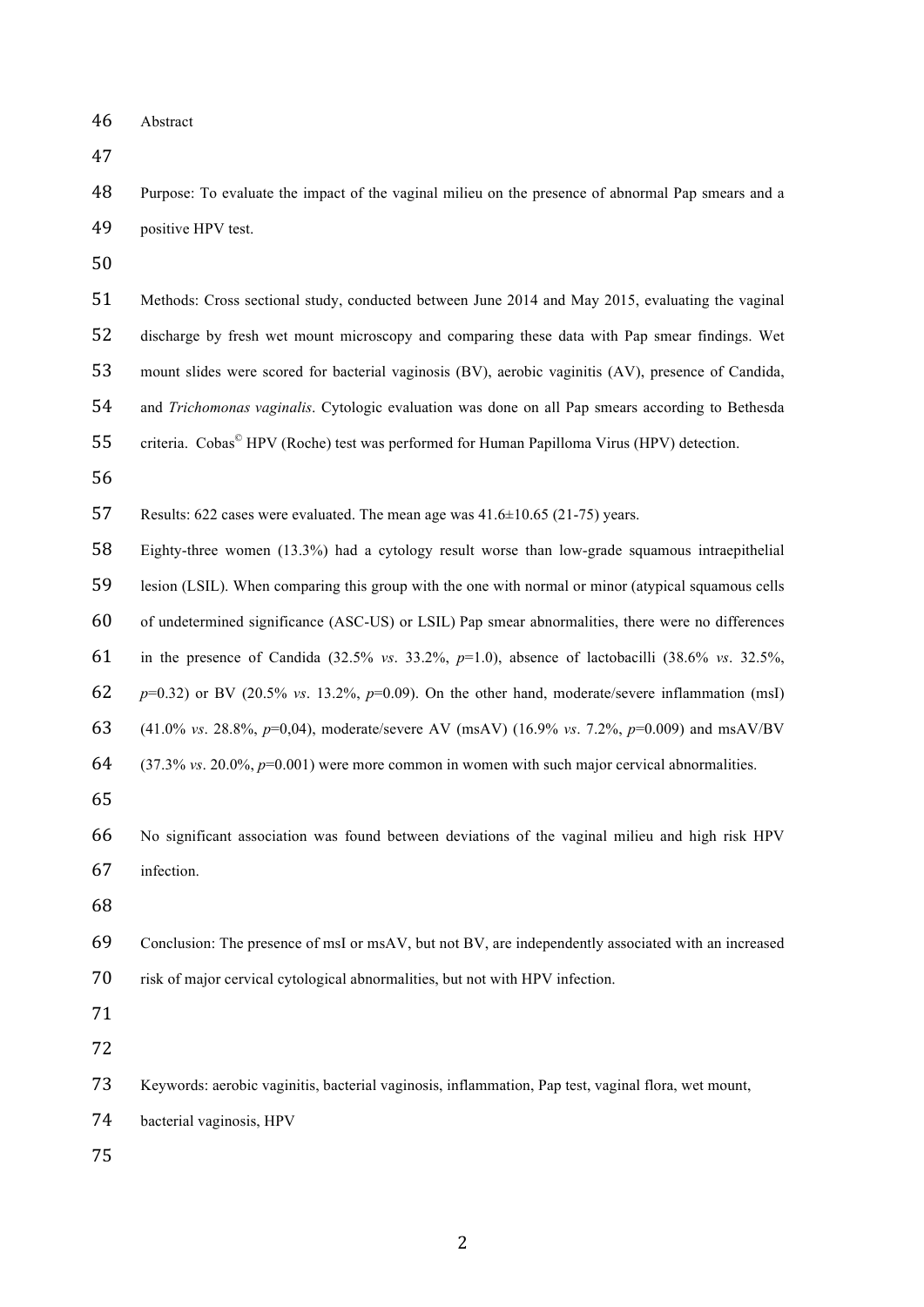## Abstract

Purpose: To evaluate the impact of the vaginal milieu on the presence of abnormal Pap smears and a positive HPV test.

Methods: Cross sectional study, conducted between June 2014 and May 2015, evaluating the vaginal discharge by fresh wet mount microscopy and comparing these data with Pap smear findings. Wet mount slides were scored for bacterial vaginosis (BV), aerobic vaginitis (AV), presence of Candida, and *Trichomonas vaginalis*. Cytologic evaluation was done on all Pap smears according to Bethesda criteria. Cobas© HPV (Roche) test was performed for Human Papilloma Virus (HPV) detection.

Results: 622 cases were evaluated. The mean age was 41.6±10.65 (21-75) years.

Eighty-three women (13.3%) had a cytology result worse than low-grade squamous intraepithelial lesion (LSIL). When comparing this group with the one with normal or minor (atypical squamous cells of undetermined significance (ASC-US) or LSIL) Pap smear abnormalities, there were no differences in the presence of Candida (32.5% *vs*. 33.2%, $p$=1.0), absence of lactobacilli (38.6% *vs*. 32.5%, $p$=0.32) or BV (20.5% *vs*. 13.2%, $p$=0.09). On the other hand, moderate/severe inflammation (msI) (41.0% *vs*. 28.8%, $p$=0,04), moderate/severe AV (msAV) (16.9% *vs*. 7.2%, $p$=0.009) and msAV/BV (37.3% *vs*. 20.0%, $p$=0.001) were more common in women with such major cervical abnormalities.

No significant association was found between deviations of the vaginal milieu and high risk HPV infection.

Conclusion: The presence of msI or msAV, but not BV, are independently associated with an increased risk of major cervical cytological abnormalities, but not with HPV infection.

Keywords: aerobic vaginitis, bacterial vaginosis, inflammation, Pap test, vaginal flora, wet mount, bacterial vaginosis, HPV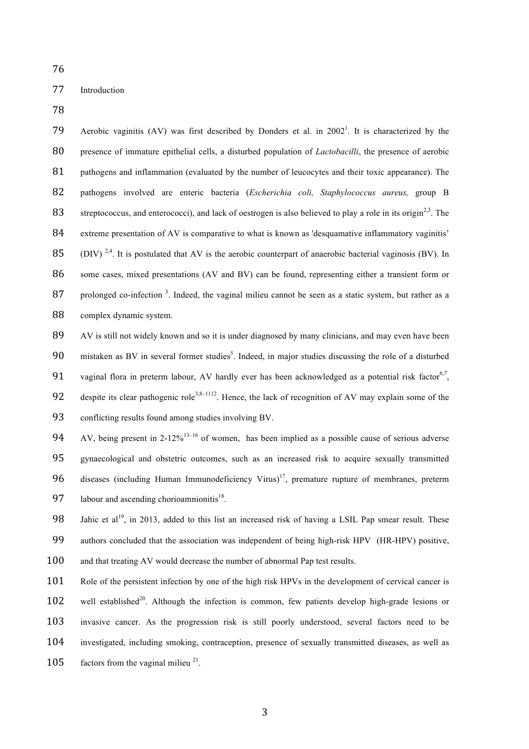## Introduction

Aerobic vaginitis (AV) was first described by Donders et al. in 2002[1]. It is characterized by the presence of immature epithelial cells, a disturbed population of *Lactobacilli*, the presence of aerobic pathogens and inflammation (evaluated by the number of leucocytes and their toxic appearance). The pathogens involved are enteric bacteria (*Escherichia coli, Staphylococcus aureus,* group B streptococcus, and enterococci), and lack of oestrogen is also believed to play a role in its origin[2,3]. The extreme presentation of AV is comparative to what is known as 'desquamative inflammatory vaginitis' (DIV) [2,4]. It is postulated that AV is the aerobic counterpart of anaerobic bacterial vaginosis (BV). In some cases, mixed presentations (AV and BV) can be found, representing either a transient form or prolonged co-infection [3]. Indeed, the vaginal milieu cannot be seen as a static system, but rather as a complex dynamic system.

AV is still not widely known and so it is under diagnosed by many clinicians, and may even have been mistaken as BV in several former studies[5]. Indeed, in major studies discussing the role of a disturbed vaginal flora in preterm labour, AV hardly ever has been acknowledged as a potential risk factor[6,7], despite its clear pathogenic role[3,8–1112]. Hence, the lack of recognition of AV may explain some of the conflicting results found among studies involving BV.

AV, being present in 2-12%[13–16] of women, has been implied as a possible cause of serious adverse gynaecological and obstetric outcomes, such as an increased risk to acquire sexually transmitted diseases (including Human Immunodeficiency Virus)[17], premature rupture of membranes, preterm labour and ascending chorioamnionitis[18].

Jahic et al[19], in 2013, added to this list an increased risk of having a LSIL Pap smear result. These authors concluded that the association was independent of being high-risk HPV (HR-HPV) positive, and that treating AV would decrease the number of abnormal Pap test results.

Role of the persistent infection by one of the high risk HPVs in the development of cervical cancer is well established[20]. Although the infection is common, few patients develop high-grade lesions or invasive cancer. As the progression risk is still poorly understood, several factors need to be investigated, including smoking, contraception, presence of sexually transmitted diseases, as well as factors from the vaginal milieu [21].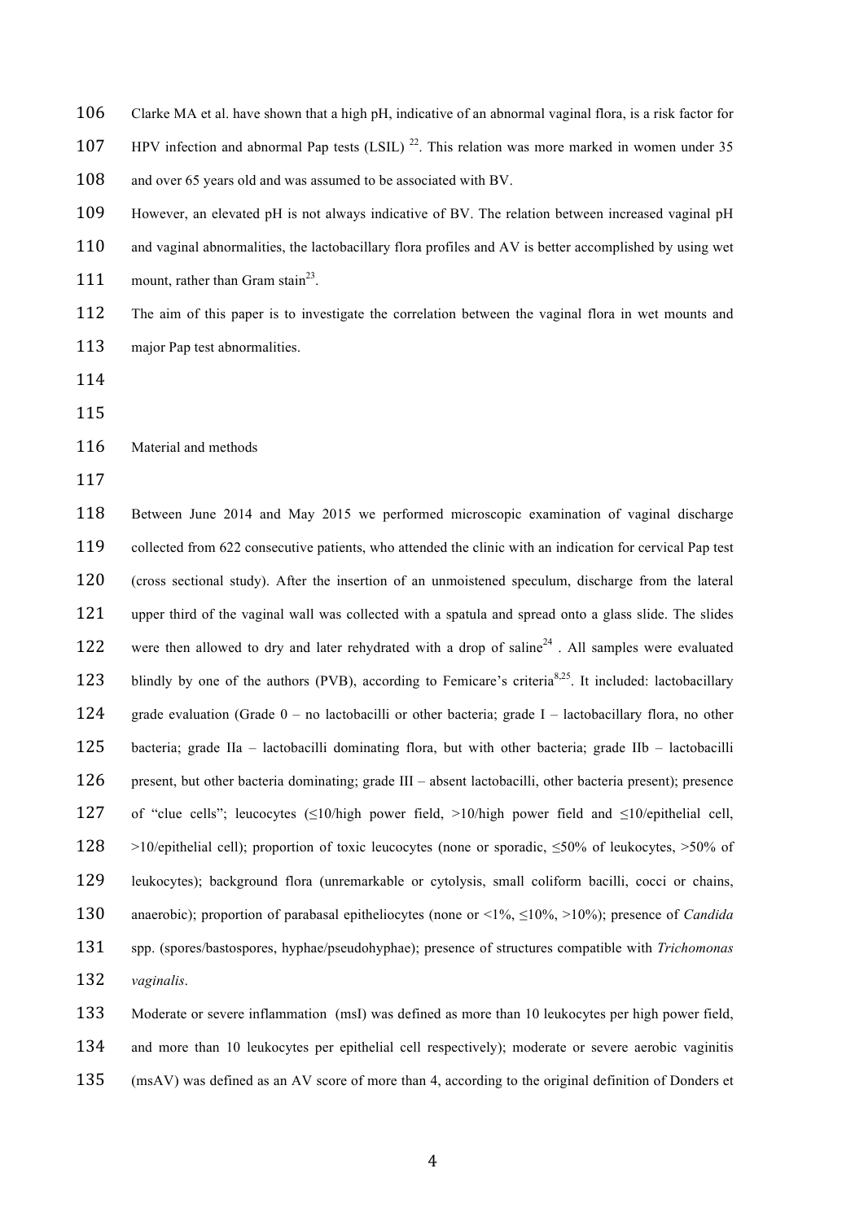Clarke MA et al. have shown that a high pH, indicative of an abnormal vaginal flora, is a risk factor for HPV infection and abnormal Pap tests (LSIL) [22]. This relation was more marked in women under 35 and over 65 years old and was assumed to be associated with BV.

However, an elevated pH is not always indicative of BV. The relation between increased vaginal pH and vaginal abnormalities, the lactobacillary flora profiles and AV is better accomplished by using wet mount, rather than Gram stain[23].

The aim of this paper is to investigate the correlation between the vaginal flora in wet mounts and major Pap test abnormalities.

## Material and methods

Between June 2014 and May 2015 we performed microscopic examination of vaginal discharge collected from 622 consecutive patients, who attended the clinic with an indication for cervical Pap test (cross sectional study). After the insertion of an unmoistened speculum, discharge from the lateral upper third of the vaginal wall was collected with a spatula and spread onto a glass slide. The slides were then allowed to dry and later rehydrated with a drop of saline[24] . All samples were evaluated blindly by one of the authors (PVB), according to Femicare's criteria[8,25]. It included: lactobacillary grade evaluation (Grade 0 – no lactobacilli or other bacteria; grade I – lactobacillary flora, no other bacteria; grade IIa – lactobacilli dominating flora, but with other bacteria; grade IIb – lactobacilli present, but other bacteria dominating; grade III – absent lactobacilli, other bacteria present); presence of "clue cells"; leucocytes (≤10/high power field, >10/high power field and ≤10/epithelial cell, >10/epithelial cell); proportion of toxic leucocytes (none or sporadic, ≤50% of leukocytes, >50% of leukocytes); background flora (unremarkable or cytolysis, small coliform bacilli, cocci or chains, anaerobic); proportion of parabasal epitheliocytes (none or <1%, ≤10%, >10%); presence of *Candida* spp. (spores/bastospores, hyphae/pseudohyphae); presence of structures compatible with *Trichomonas vaginalis*.

Moderate or severe inflammation (msI) was defined as more than 10 leukocytes per high power field, and more than 10 leukocytes per epithelial cell respectively); moderate or severe aerobic vaginitis (msAV) was defined as an AV score of more than 4, according to the original definition of Donders et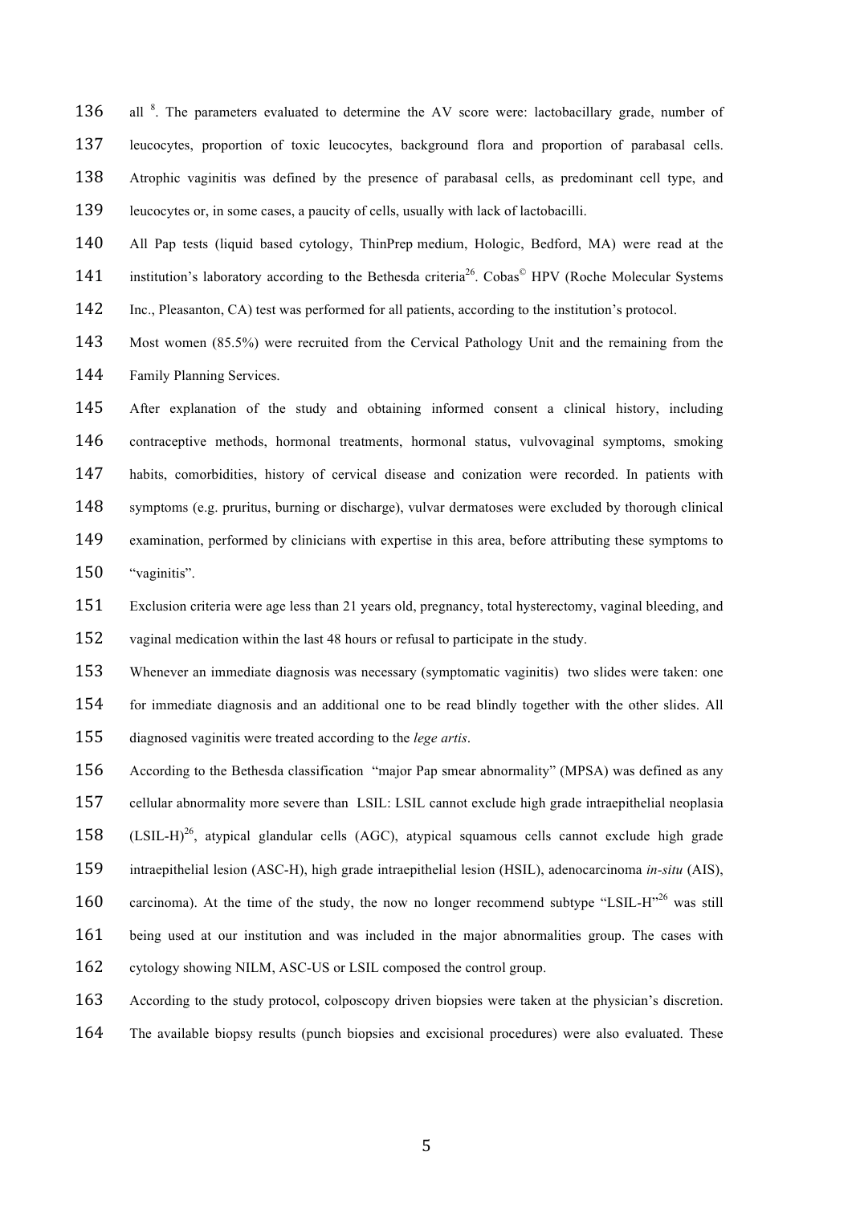all [8]. The parameters evaluated to determine the AV score were: lactobacillary grade, number of leucocytes, proportion of toxic leucocytes, background flora and proportion of parabasal cells. Atrophic vaginitis was defined by the presence of parabasal cells, as predominant cell type, and leucocytes or, in some cases, a paucity of cells, usually with lack of lactobacilli.

All Pap tests (liquid based cytology, ThinPrep medium, Hologic, Bedford, MA) were read at the institution's laboratory according to the Bethesda criteria[26]. Cobas© HPV (Roche Molecular Systems Inc., Pleasanton, CA) test was performed for all patients, according to the institution's protocol.

Most women (85.5%) were recruited from the Cervical Pathology Unit and the remaining from the Family Planning Services.

After explanation of the study and obtaining informed consent a clinical history, including contraceptive methods, hormonal treatments, hormonal status, vulvovaginal symptoms, smoking habits, comorbidities, history of cervical disease and conization were recorded. In patients with symptoms (e.g. pruritus, burning or discharge), vulvar dermatoses were excluded by thorough clinical examination, performed by clinicians with expertise in this area, before attributing these symptoms to "vaginitis".

Exclusion criteria were age less than 21 years old, pregnancy, total hysterectomy, vaginal bleeding, and vaginal medication within the last 48 hours or refusal to participate in the study.

Whenever an immediate diagnosis was necessary (symptomatic vaginitis) two slides were taken: one for immediate diagnosis and an additional one to be read blindly together with the other slides. All diagnosed vaginitis were treated according to the *lege artis*.

According to the Bethesda classification "major Pap smear abnormality" (MPSA) was defined as any cellular abnormality more severe than LSIL: LSIL cannot exclude high grade intraepithelial neoplasia (LSIL-H)[26], atypical glandular cells (AGC), atypical squamous cells cannot exclude high grade intraepithelial lesion (ASC-H), high grade intraepithelial lesion (HSIL), adenocarcinoma *in-situ* (AIS), carcinoma). At the time of the study, the now no longer recommend subtype "LSIL-H"[26] was still being used at our institution and was included in the major abnormalities group. The cases with cytology showing NILM, ASC-US or LSIL composed the control group.

According to the study protocol, colposcopy driven biopsies were taken at the physician's discretion. The available biopsy results (punch biopsies and excisional procedures) were also evaluated. These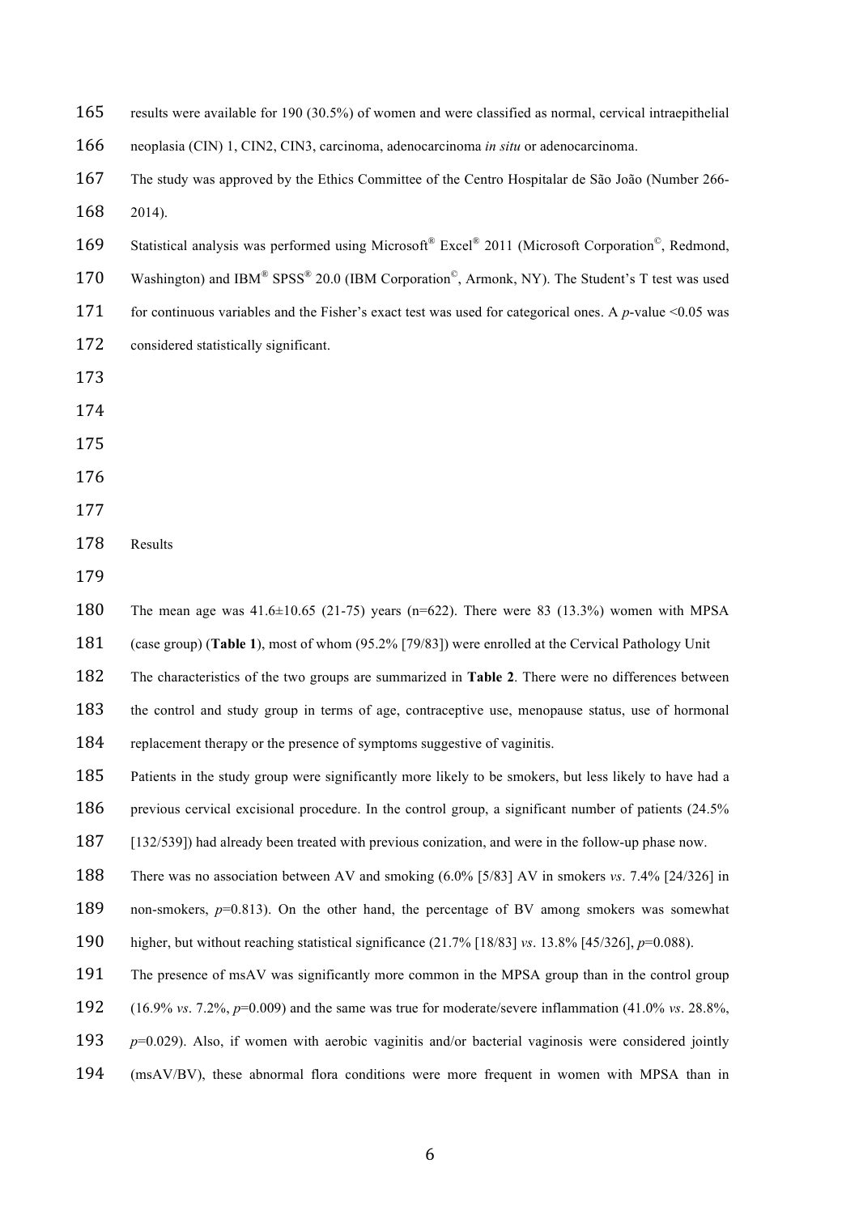results were available for 190 (30.5%) of women and were classified as normal, cervical intraepithelial neoplasia (CIN) 1, CIN2, CIN3, carcinoma, adenocarcinoma *in situ* or adenocarcinoma.

The study was approved by the Ethics Committee of the Centro Hospitalar de São João (Number 266-2014).

Statistical analysis was performed using Microsoft® Excel® 2011 (Microsoft Corporation©, Redmond, Washington) and IBM® SPSS® 20.0 (IBM Corporation©, Armonk, NY). The Student's T test was used for continuous variables and the Fisher's exact test was used for categorical ones. A *p*-value <0.05 was considered statistically significant.

## Results

The mean age was 41.6±10.65 (21-75) years (n=622). There were 83 (13.3%) women with MPSA (case group) (**Table 1**), most of whom (95.2% [79/83]) were enrolled at the Cervical Pathology Unit

The characteristics of the two groups are summarized in **Table 2**. There were no differences between the control and study group in terms of age, contraceptive use, menopause status, use of hormonal replacement therapy or the presence of symptoms suggestive of vaginitis.

Patients in the study group were significantly more likely to be smokers, but less likely to have had a previous cervical excisional procedure. In the control group, a significant number of patients (24.5% [132/539]) had already been treated with previous conization, and were in the follow-up phase now.

There was no association between AV and smoking (6.0% [5/83] AV in smokers *vs*. 7.4% [24/326] in non-smokers, *p*=0.813). On the other hand, the percentage of BV among smokers was somewhat higher, but without reaching statistical significance (21.7% [18/83] *vs*. 13.8% [45/326], *p*=0.088).

The presence of msAV was significantly more common in the MPSA group than in the control group (16.9% *vs*. 7.2%, *p*=0.009) and the same was true for moderate/severe inflammation (41.0% *vs*. 28.8%, *p*=0.029). Also, if women with aerobic vaginitis and/or bacterial vaginosis were considered jointly (msAV/BV), these abnormal flora conditions were more frequent in women with MPSA than in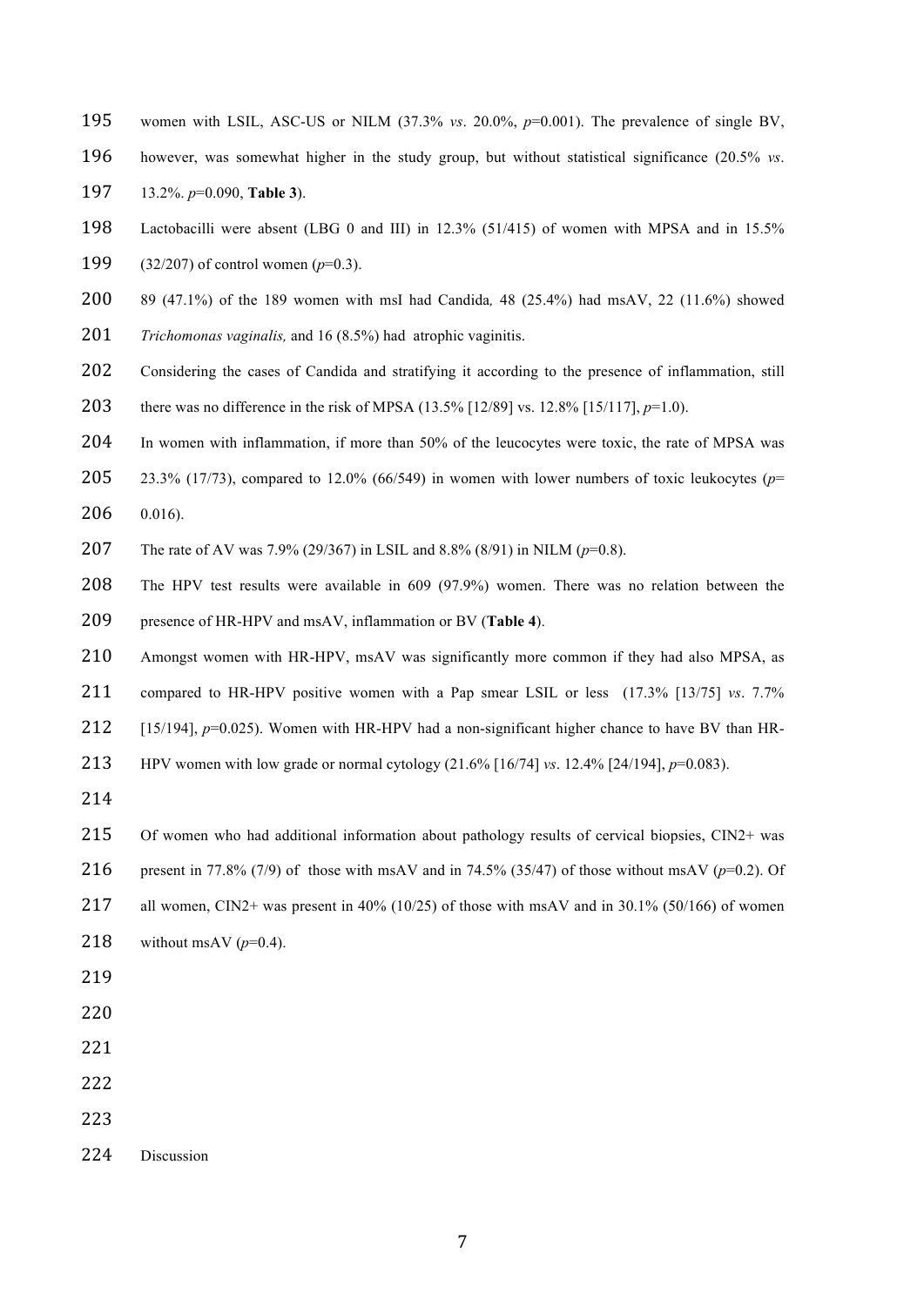women with LSIL, ASC-US or NILM (37.3% *vs*. 20.0%, $p$=0.001). The prevalence of single BV, however, was somewhat higher in the study group, but without statistical significance (20.5% *vs*. 13.2%. $p$=0.090, **Table 3**).

Lactobacilli were absent (LBG 0 and III) in 12.3% (51/415) of women with MPSA and in 15.5% (32/207) of control women ($p$=0.3).

89 (47.1%) of the 189 women with msI had Candida*,* 48 (25.4%) had msAV, 22 (11.6%) showed *Trichomonas vaginalis,* and 16 (8.5%) had atrophic vaginitis.

Considering the cases of Candida and stratifying it according to the presence of inflammation, still there was no difference in the risk of MPSA (13.5% [12/89] vs. 12.8% [15/117], $p$=1.0).

In women with inflammation, if more than 50% of the leucocytes were toxic, the rate of MPSA was 23.3% (17/73), compared to 12.0% (66/549) in women with lower numbers of toxic leukocytes ($p$= 0.016).

The rate of AV was 7.9% (29/367) in LSIL and 8.8% (8/91) in NILM ($p$=0.8).

The HPV test results were available in 609 (97.9%) women. There was no relation between the presence of HR-HPV and msAV, inflammation or BV (**Table 4**).

Amongst women with HR-HPV, msAV was significantly more common if they had also MPSA, as compared to HR-HPV positive women with a Pap smear LSIL or less (17.3% [13/75] *vs*. 7.7% [15/194], $p$=0.025). Women with HR-HPV had a non-significant higher chance to have BV than HR-HPV women with low grade or normal cytology (21.6% [16/74] *vs*. 12.4% [24/194], $p$=0.083).

Of women who had additional information about pathology results of cervical biopsies, CIN2+ was present in 77.8% (7/9) of those with msAV and in 74.5% (35/47) of those without msAV ($p$=0.2). Of all women, CIN2+ was present in 40% (10/25) of those with msAV and in 30.1% (50/166) of women without msAV ($p$=0.4).

## Discussion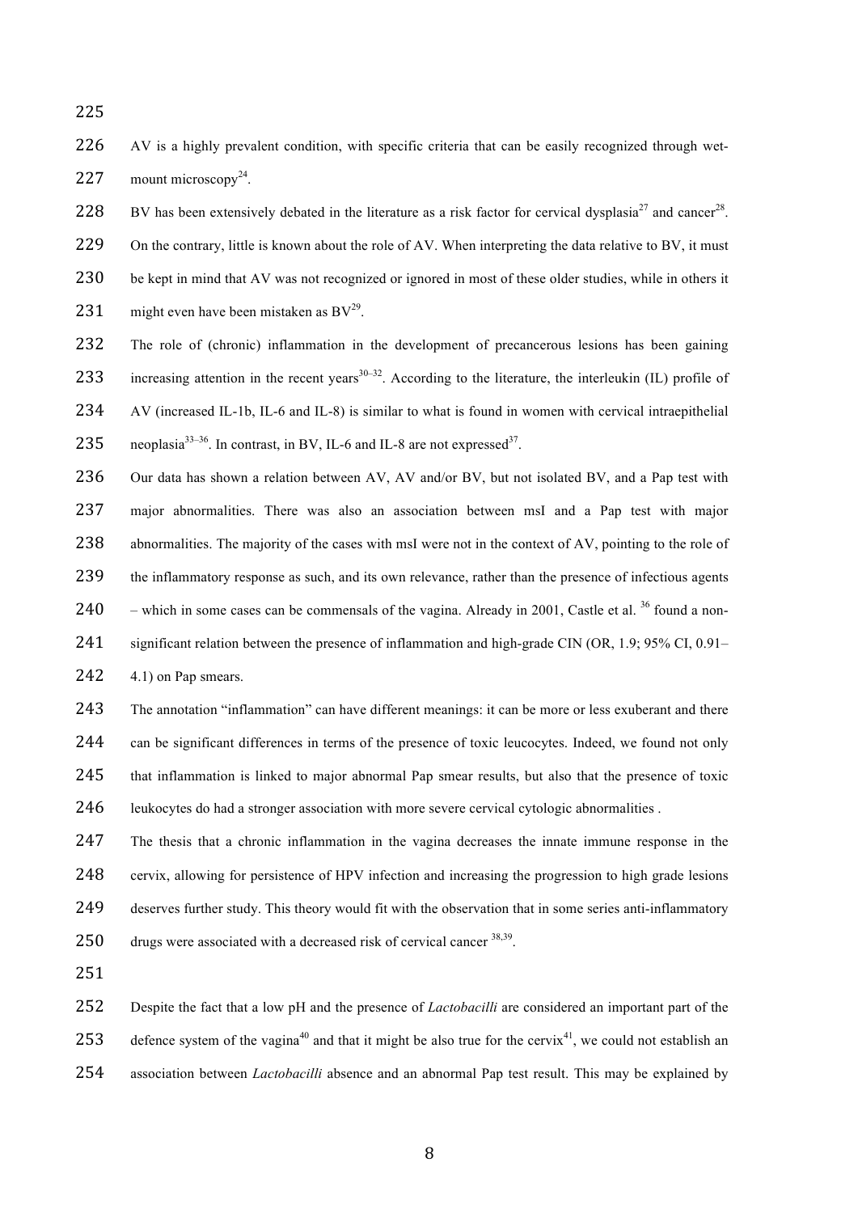AV is a highly prevalent condition, with specific criteria that can be easily recognized through wet-mount microscopy[24].

BV has been extensively debated in the literature as a risk factor for cervical dysplasia[27] and cancer[28]. On the contrary, little is known about the role of AV. When interpreting the data relative to BV, it must be kept in mind that AV was not recognized or ignored in most of these older studies, while in others it might even have been mistaken as BV[29].

The role of (chronic) inflammation in the development of precancerous lesions has been gaining increasing attention in the recent years[30–32]. According to the literature, the interleukin (IL) profile of AV (increased IL-1b, IL-6 and IL-8) is similar to what is found in women with cervical intraepithelial neoplasia[33–36]. In contrast, in BV, IL-6 and IL-8 are not expressed[37].

Our data has shown a relation between AV, AV and/or BV, but not isolated BV, and a Pap test with major abnormalities. There was also an association between msI and a Pap test with major abnormalities. The majority of the cases with msI were not in the context of AV, pointing to the role of the inflammatory response as such, and its own relevance, rather than the presence of infectious agents – which in some cases can be commensals of the vagina. Already in 2001, Castle et al. [36] found a non-significant relation between the presence of inflammation and high-grade CIN (OR, 1.9; 95% CI, 0.91–4.1) on Pap smears.

The annotation "inflammation" can have different meanings: it can be more or less exuberant and there can be significant differences in terms of the presence of toxic leucocytes. Indeed, we found not only that inflammation is linked to major abnormal Pap smear results, but also that the presence of toxic leukocytes do had a stronger association with more severe cervical cytologic abnormalities .

The thesis that a chronic inflammation in the vagina decreases the innate immune response in the cervix, allowing for persistence of HPV infection and increasing the progression to high grade lesions deserves further study. This theory would fit with the observation that in some series anti-inflammatory drugs were associated with a decreased risk of cervical cancer [38,39].

Despite the fact that a low pH and the presence of *Lactobacilli* are considered an important part of the defence system of the vagina[40] and that it might be also true for the cervix[41], we could not establish an association between *Lactobacilli* absence and an abnormal Pap test result. This may be explained by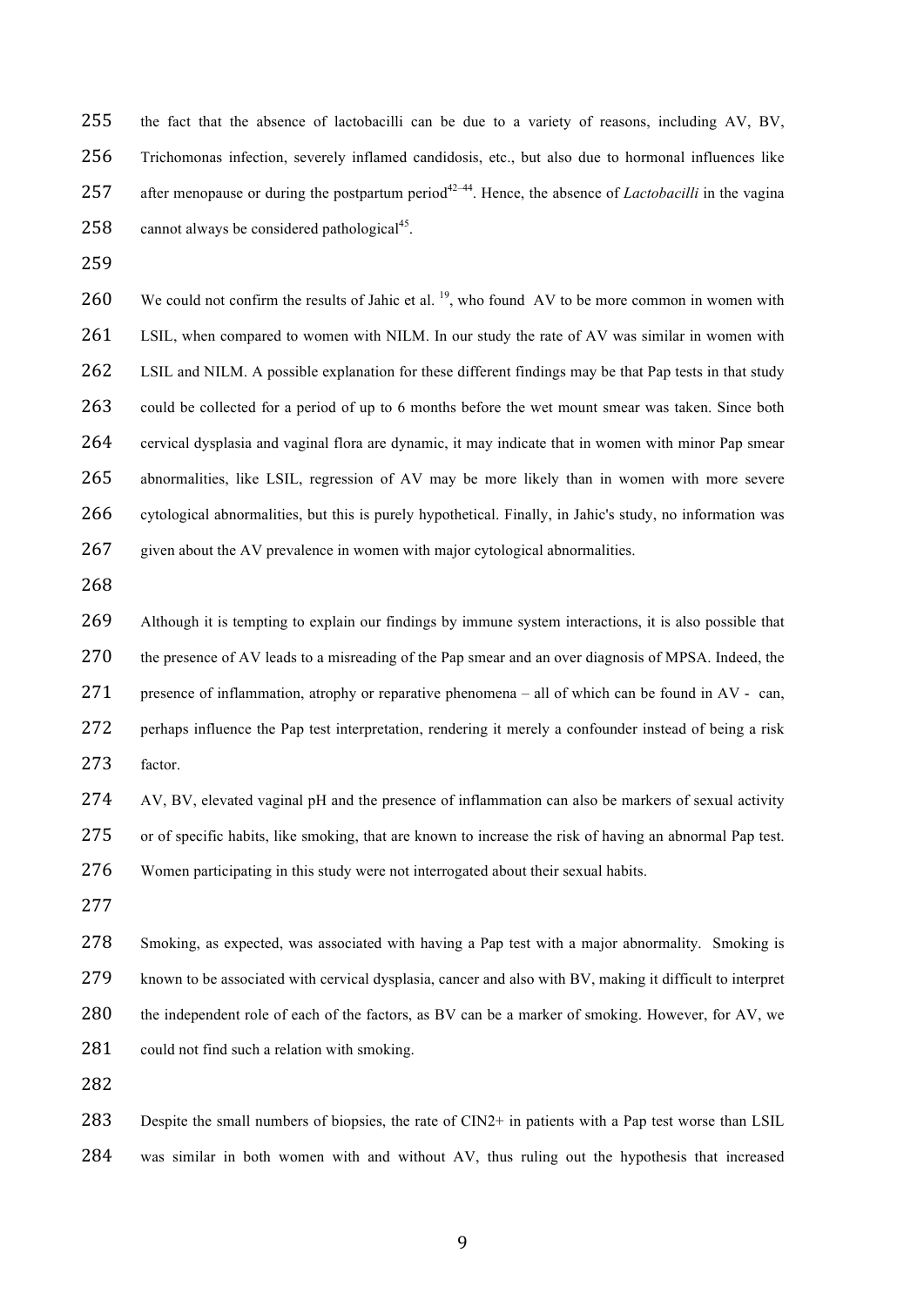the fact that the absence of lactobacilli can be due to a variety of reasons, including AV, BV, Trichomonas infection, severely inflamed candidosis, etc., but also due to hormonal influences like after menopause or during the postpartum period[42–44]. Hence, the absence of *Lactobacilli* in the vagina cannot always be considered pathological[45].

We could not confirm the results of Jahic et al. [19], who found AV to be more common in women with LSIL, when compared to women with NILM. In our study the rate of AV was similar in women with LSIL and NILM. A possible explanation for these different findings may be that Pap tests in that study could be collected for a period of up to 6 months before the wet mount smear was taken. Since both cervical dysplasia and vaginal flora are dynamic, it may indicate that in women with minor Pap smear abnormalities, like LSIL, regression of AV may be more likely than in women with more severe cytological abnormalities, but this is purely hypothetical. Finally, in Jahic's study, no information was given about the AV prevalence in women with major cytological abnormalities.

Although it is tempting to explain our findings by immune system interactions, it is also possible that the presence of AV leads to a misreading of the Pap smear and an over diagnosis of MPSA. Indeed, the presence of inflammation, atrophy or reparative phenomena – all of which can be found in AV - can, perhaps influence the Pap test interpretation, rendering it merely a confounder instead of being a risk factor.

AV, BV, elevated vaginal pH and the presence of inflammation can also be markers of sexual activity or of specific habits, like smoking, that are known to increase the risk of having an abnormal Pap test. Women participating in this study were not interrogated about their sexual habits.

Smoking, as expected, was associated with having a Pap test with a major abnormality. Smoking is known to be associated with cervical dysplasia, cancer and also with BV, making it difficult to interpret the independent role of each of the factors, as BV can be a marker of smoking. However, for AV, we could not find such a relation with smoking.

Despite the small numbers of biopsies, the rate of CIN2+ in patients with a Pap test worse than LSIL was similar in both women with and without AV, thus ruling out the hypothesis that increased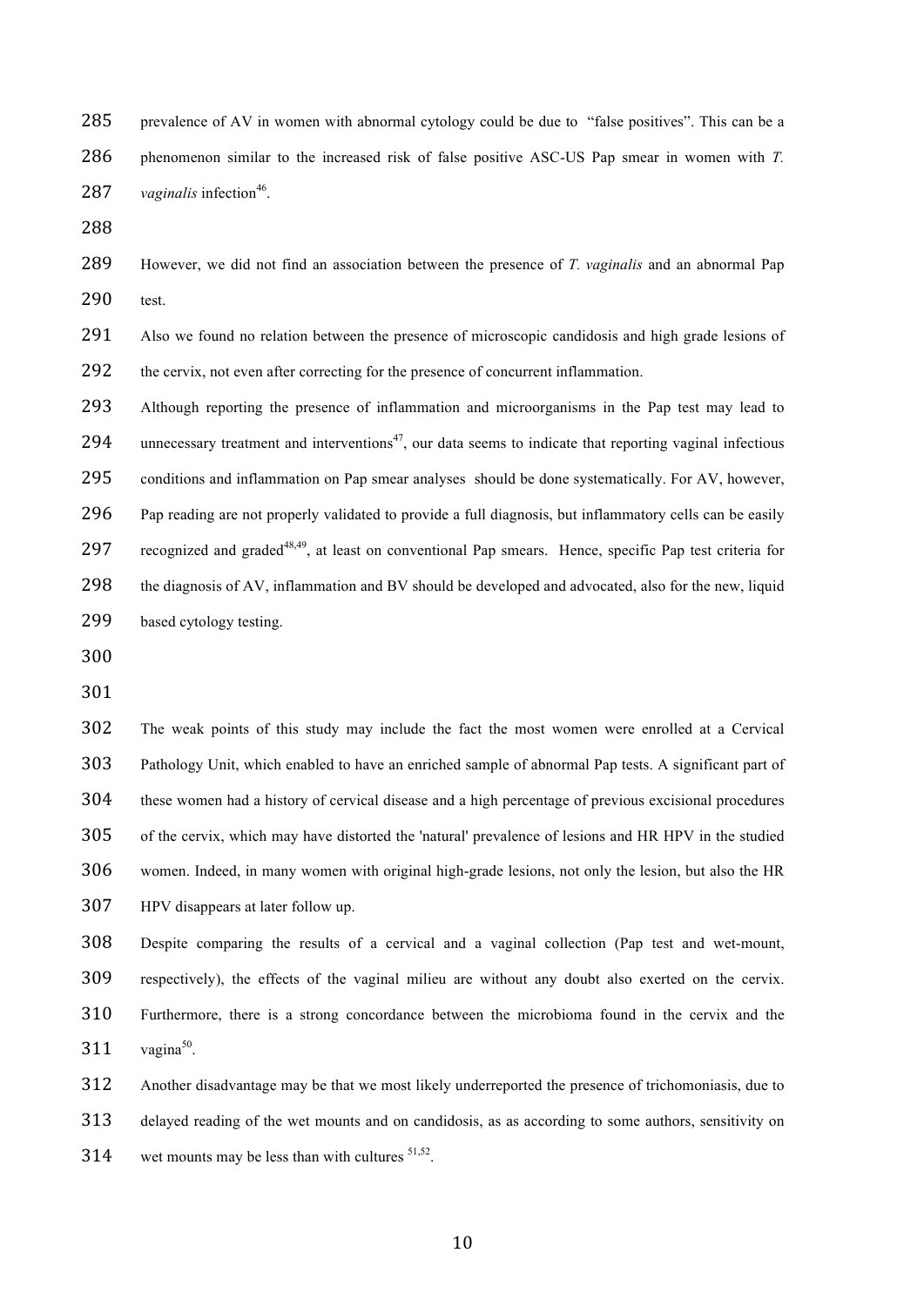prevalence of AV in women with abnormal cytology could be due to "false positives". This can be a phenomenon similar to the increased risk of false positive ASC-US Pap smear in women with *T. vaginalis* infection[46].

However, we did not find an association between the presence of *T. vaginalis* and an abnormal Pap test.

Also we found no relation between the presence of microscopic candidosis and high grade lesions of the cervix, not even after correcting for the presence of concurrent inflammation.

Although reporting the presence of inflammation and microorganisms in the Pap test may lead to unnecessary treatment and interventions[47], our data seems to indicate that reporting vaginal infectious conditions and inflammation on Pap smear analyses should be done systematically. For AV, however, Pap reading are not properly validated to provide a full diagnosis, but inflammatory cells can be easily recognized and graded[48,49], at least on conventional Pap smears. Hence, specific Pap test criteria for the diagnosis of AV, inflammation and BV should be developed and advocated, also for the new, liquid based cytology testing.

The weak points of this study may include the fact the most women were enrolled at a Cervical Pathology Unit, which enabled to have an enriched sample of abnormal Pap tests. A significant part of these women had a history of cervical disease and a high percentage of previous excisional procedures of the cervix, which may have distorted the 'natural' prevalence of lesions and HR HPV in the studied women. Indeed, in many women with original high-grade lesions, not only the lesion, but also the HR HPV disappears at later follow up.

Despite comparing the results of a cervical and a vaginal collection (Pap test and wet-mount, respectively), the effects of the vaginal milieu are without any doubt also exerted on the cervix. Furthermore, there is a strong concordance between the microbioma found in the cervix and the vagina[50].

Another disadvantage may be that we most likely underreported the presence of trichomoniasis, due to delayed reading of the wet mounts and on candidosis, as as according to some authors, sensitivity on wet mounts may be less than with cultures [51,52].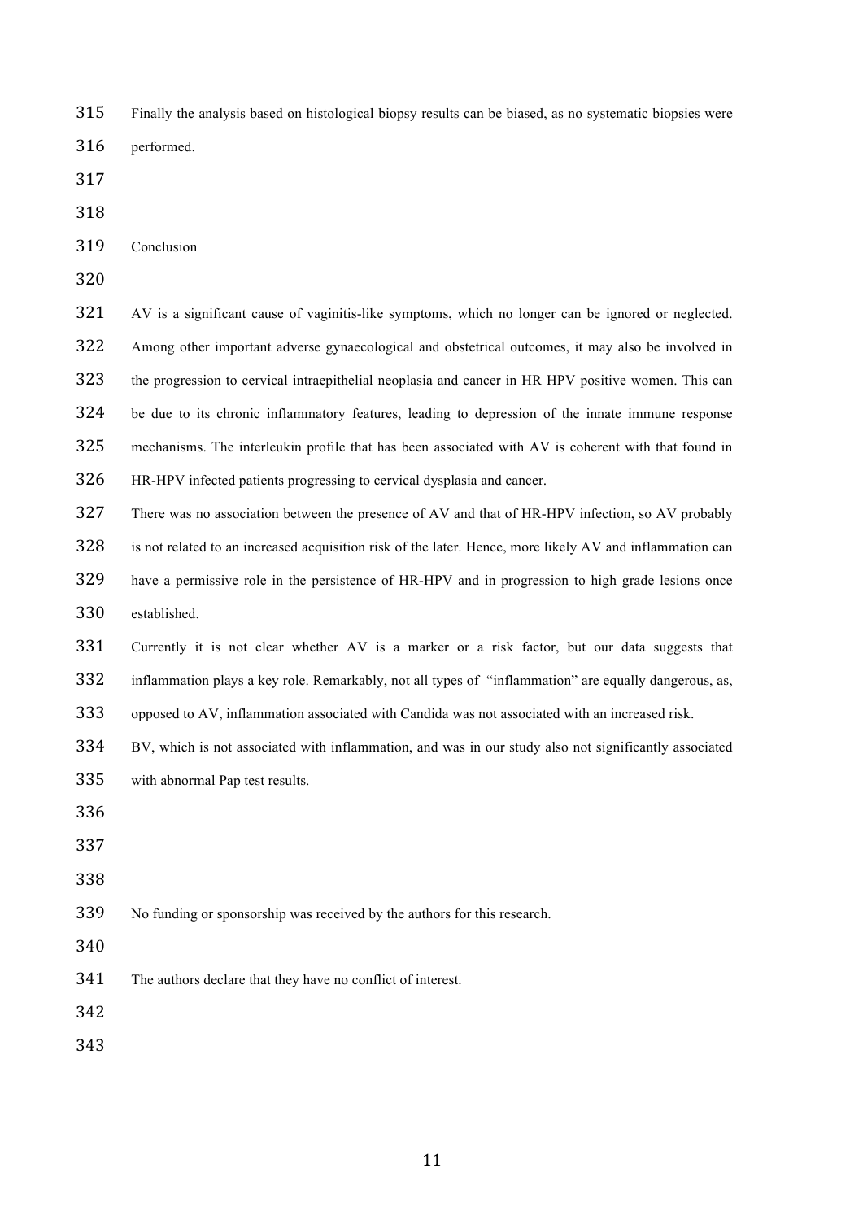Finally the analysis based on histological biopsy results can be biased, as no systematic biopsies were performed.

## Conclusion

AV is a significant cause of vaginitis-like symptoms, which no longer can be ignored or neglected. Among other important adverse gynaecological and obstetrical outcomes, it may also be involved in the progression to cervical intraepithelial neoplasia and cancer in HR HPV positive women. This can be due to its chronic inflammatory features, leading to depression of the innate immune response mechanisms. The interleukin profile that has been associated with AV is coherent with that found in HR-HPV infected patients progressing to cervical dysplasia and cancer.

There was no association between the presence of AV and that of HR-HPV infection, so AV probably is not related to an increased acquisition risk of the later. Hence, more likely AV and inflammation can have a permissive role in the persistence of HR-HPV and in progression to high grade lesions once established.

Currently it is not clear whether AV is a marker or a risk factor, but our data suggests that inflammation plays a key role. Remarkably, not all types of "inflammation" are equally dangerous, as, opposed to AV, inflammation associated with Candida was not associated with an increased risk.

BV, which is not associated with inflammation, and was in our study also not significantly associated with abnormal Pap test results.

No funding or sponsorship was received by the authors for this research.

The authors declare that they have no conflict of interest.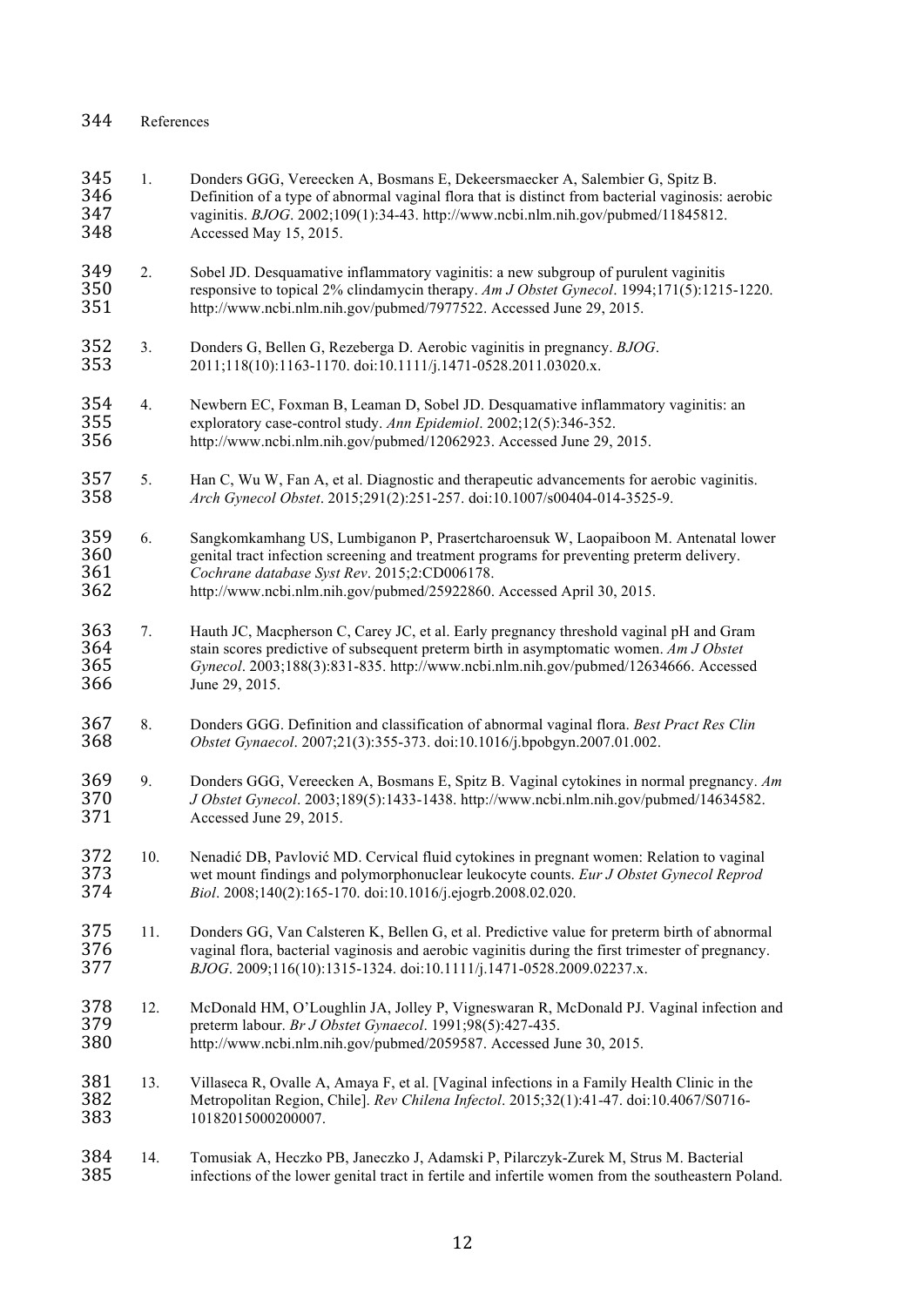References

1. Donders GGG, Vereecken A, Bosmans E, Dekeersmaecker A, Salembier G, Spitz B. Definition of a type of abnormal vaginal flora that is distinct from bacterial vaginosis: aerobic vaginitis. *BJOG*. 2002;109(1):34-43. http://www.ncbi.nlm.nih.gov/pubmed/11845812. Accessed May 15, 2015.

2. Sobel JD. Desquamative inflammatory vaginitis: a new subgroup of purulent vaginitis responsive to topical 2% clindamycin therapy. *Am J Obstet Gynecol*. 1994;171(5):1215-1220. http://www.ncbi.nlm.nih.gov/pubmed/7977522. Accessed June 29, 2015.

3. Donders G, Bellen G, Rezeberga D. Aerobic vaginitis in pregnancy. *BJOG*. 2011;118(10):1163-1170. doi:10.1111/j.1471-0528.2011.03020.x.

4. Newbern EC, Foxman B, Leaman D, Sobel JD. Desquamative inflammatory vaginitis: an exploratory case-control study. *Ann Epidemiol*. 2002;12(5):346-352. http://www.ncbi.nlm.nih.gov/pubmed/12062923. Accessed June 29, 2015.

5. Han C, Wu W, Fan A, et al. Diagnostic and therapeutic advancements for aerobic vaginitis. *Arch Gynecol Obstet*. 2015;291(2):251-257. doi:10.1007/s00404-014-3525-9.

6. Sangkomkamhang US, Lumbiganon P, Prasertcharoensuk W, Laopaiboon M. Antenatal lower genital tract infection screening and treatment programs for preventing preterm delivery. *Cochrane database Syst Rev*. 2015;2:CD006178. http://www.ncbi.nlm.nih.gov/pubmed/25922860. Accessed April 30, 2015.

7. Hauth JC, Macpherson C, Carey JC, et al. Early pregnancy threshold vaginal pH and Gram stain scores predictive of subsequent preterm birth in asymptomatic women. *Am J Obstet Gynecol*. 2003;188(3):831-835. http://www.ncbi.nlm.nih.gov/pubmed/12634666. Accessed June 29, 2015.

8. Donders GGG. Definition and classification of abnormal vaginal flora. *Best Pract Res Clin Obstet Gynaecol*. 2007;21(3):355-373. doi:10.1016/j.bpobgyn.2007.01.002.

9. Donders GGG, Vereecken A, Bosmans E, Spitz B. Vaginal cytokines in normal pregnancy. *Am J Obstet Gynecol*. 2003;189(5):1433-1438. http://www.ncbi.nlm.nih.gov/pubmed/14634582. Accessed June 29, 2015.

10. Nenadić DB, Pavlović MD. Cervical fluid cytokines in pregnant women: Relation to vaginal wet mount findings and polymorphonuclear leukocyte counts. *Eur J Obstet Gynecol Reprod Biol*. 2008;140(2):165-170. doi:10.1016/j.ejogrb.2008.02.020.

11. Donders GG, Van Calsteren K, Bellen G, et al. Predictive value for preterm birth of abnormal vaginal flora, bacterial vaginosis and aerobic vaginitis during the first trimester of pregnancy. *BJOG*. 2009;116(10):1315-1324. doi:10.1111/j.1471-0528.2009.02237.x.

12. McDonald HM, O'Loughlin JA, Jolley P, Vigneswaran R, McDonald PJ. Vaginal infection and preterm labour. *Br J Obstet Gynaecol*. 1991;98(5):427-435. http://www.ncbi.nlm.nih.gov/pubmed/2059587. Accessed June 30, 2015.

13. Villaseca R, Ovalle A, Amaya F, et al. [Vaginal infections in a Family Health Clinic in the Metropolitan Region, Chile]. *Rev Chilena Infectol*. 2015;32(1):41-47. doi:10.4067/S0716-10182015000200007.

14. Tomusiak A, Heczko PB, Janeczko J, Adamski P, Pilarczyk-Zurek M, Strus M. Bacterial infections of the lower genital tract in fertile and infertile women from the southeastern Poland.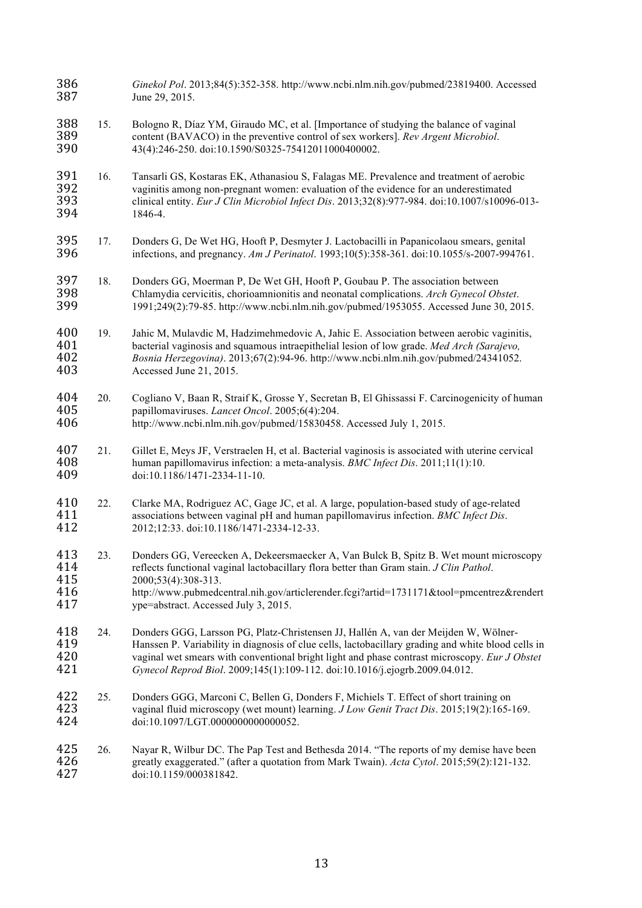*Ginekol Pol*. 2013;84(5):352-358. http://www.ncbi.nlm.nih.gov/pubmed/23819400. Accessed June 29, 2015.

15. Bologno R, Díaz YM, Giraudo MC, et al. [Importance of studying the balance of vaginal content (BAVACO) in the preventive control of sex workers]. *Rev Argent Microbiol*. 43(4):246-250. doi:10.1590/S0325-75412011000400002.

16. Tansarli GS, Kostaras EK, Athanasiou S, Falagas ME. Prevalence and treatment of aerobic vaginitis among non-pregnant women: evaluation of the evidence for an underestimated clinical entity. *Eur J Clin Microbiol Infect Dis*. 2013;32(8):977-984. doi:10.1007/s10096-013-1846-4.

17. Donders G, De Wet HG, Hooft P, Desmyter J. Lactobacilli in Papanicolaou smears, genital infections, and pregnancy. *Am J Perinatol*. 1993;10(5):358-361. doi:10.1055/s-2007-994761.

18. Donders GG, Moerman P, De Wet GH, Hooft P, Goubau P. The association between Chlamydia cervicitis, chorioamnionitis and neonatal complications. *Arch Gynecol Obstet*. 1991;249(2):79-85. http://www.ncbi.nlm.nih.gov/pubmed/1953055. Accessed June 30, 2015.

19. Jahic M, Mulavdic M, Hadzimehmedovic A, Jahic E. Association between aerobic vaginitis, bacterial vaginosis and squamous intraepithelial lesion of low grade. *Med Arch (Sarajevo, Bosnia Herzegovina)*. 2013;67(2):94-96. http://www.ncbi.nlm.nih.gov/pubmed/24341052. Accessed June 21, 2015.

20. Cogliano V, Baan R, Straif K, Grosse Y, Secretan B, El Ghissassi F. Carcinogenicity of human papillomaviruses. *Lancet Oncol*. 2005;6(4):204. http://www.ncbi.nlm.nih.gov/pubmed/15830458. Accessed July 1, 2015.

21. Gillet E, Meys JF, Verstraelen H, et al. Bacterial vaginosis is associated with uterine cervical human papillomavirus infection: a meta-analysis. *BMC Infect Dis*. 2011;11(1):10. doi:10.1186/1471-2334-11-10.

22. Clarke MA, Rodriguez AC, Gage JC, et al. A large, population-based study of age-related associations between vaginal pH and human papillomavirus infection. *BMC Infect Dis*. 2012;12:33. doi:10.1186/1471-2334-12-33.

23. Donders GG, Vereecken A, Dekeersmaecker A, Van Bulck B, Spitz B. Wet mount microscopy reflects functional vaginal lactobacillary flora better than Gram stain. *J Clin Pathol*. 2000;53(4):308-313. http://www.pubmedcentral.nih.gov/articlerender.fcgi?artid=1731171&tool=pmcentrez&rendertype=abstract. Accessed July 3, 2015.

24. Donders GGG, Larsson PG, Platz-Christensen JJ, Hallén A, van der Meijden W, Wölner-Hanssen P. Variability in diagnosis of clue cells, lactobacillary grading and white blood cells in vaginal wet smears with conventional bright light and phase contrast microscopy. *Eur J Obstet Gynecol Reprod Biol*. 2009;145(1):109-112. doi:10.1016/j.ejogrb.2009.04.012.

25. Donders GGG, Marconi C, Bellen G, Donders F, Michiels T. Effect of short training on vaginal fluid microscopy (wet mount) learning. *J Low Genit Tract Dis*. 2015;19(2):165-169. doi:10.1097/LGT.0000000000000052.

26. Nayar R, Wilbur DC. The Pap Test and Bethesda 2014. "The reports of my demise have been greatly exaggerated." (after a quotation from Mark Twain). *Acta Cytol*. 2015;59(2):121-132. doi:10.1159/000381842.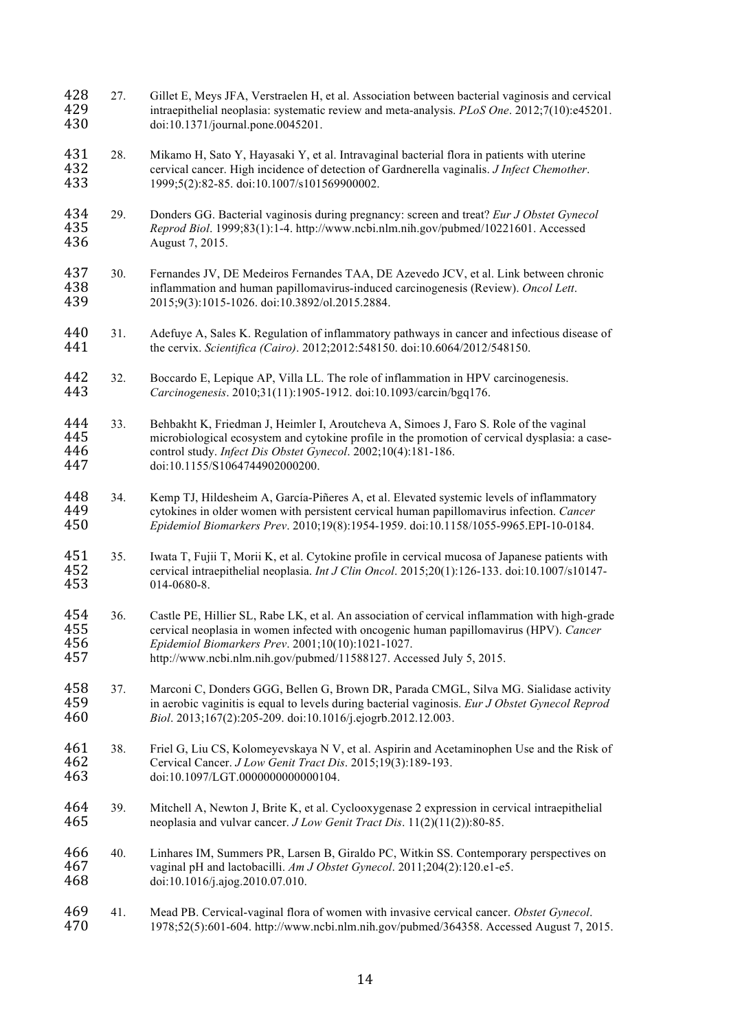27. Gillet E, Meys JFA, Verstraelen H, et al. Association between bacterial vaginosis and cervical intraepithelial neoplasia: systematic review and meta-analysis. *PLoS One*. 2012;7(10):e45201. doi:10.1371/journal.pone.0045201.

28. Mikamo H, Sato Y, Hayasaki Y, et al. Intravaginal bacterial flora in patients with uterine cervical cancer. High incidence of detection of Gardnerella vaginalis. *J Infect Chemother*. 1999;5(2):82-85. doi:10.1007/s101569900002.

29. Donders GG. Bacterial vaginosis during pregnancy: screen and treat? *Eur J Obstet Gynecol Reprod Biol*. 1999;83(1):1-4. http://www.ncbi.nlm.nih.gov/pubmed/10221601. Accessed August 7, 2015.

30. Fernandes JV, DE Medeiros Fernandes TAA, DE Azevedo JCV, et al. Link between chronic inflammation and human papillomavirus-induced carcinogenesis (Review). *Oncol Lett*. 2015;9(3):1015-1026. doi:10.3892/ol.2015.2884.

31. Adefuye A, Sales K. Regulation of inflammatory pathways in cancer and infectious disease of the cervix. *Scientifica (Cairo)*. 2012;2012:548150. doi:10.6064/2012/548150.

32. Boccardo E, Lepique AP, Villa LL. The role of inflammation in HPV carcinogenesis. *Carcinogenesis*. 2010;31(11):1905-1912. doi:10.1093/carcin/bgq176.

33. Behbakht K, Friedman J, Heimler I, Aroutcheva A, Simoes J, Faro S. Role of the vaginal microbiological ecosystem and cytokine profile in the promotion of cervical dysplasia: a case-control study. *Infect Dis Obstet Gynecol*. 2002;10(4):181-186. doi:10.1155/S1064744902000200.

34. Kemp TJ, Hildesheim A, García-Piñeres A, et al. Elevated systemic levels of inflammatory cytokines in older women with persistent cervical human papillomavirus infection. *Cancer Epidemiol Biomarkers Prev*. 2010;19(8):1954-1959. doi:10.1158/1055-9965.EPI-10-0184.

35. Iwata T, Fujii T, Morii K, et al. Cytokine profile in cervical mucosa of Japanese patients with cervical intraepithelial neoplasia. *Int J Clin Oncol*. 2015;20(1):126-133. doi:10.1007/s10147-014-0680-8.

36. Castle PE, Hillier SL, Rabe LK, et al. An association of cervical inflammation with high-grade cervical neoplasia in women infected with oncogenic human papillomavirus (HPV). *Cancer Epidemiol Biomarkers Prev*. 2001;10(10):1021-1027. http://www.ncbi.nlm.nih.gov/pubmed/11588127. Accessed July 5, 2015.

37. Marconi C, Donders GGG, Bellen G, Brown DR, Parada CMGL, Silva MG. Sialidase activity in aerobic vaginitis is equal to levels during bacterial vaginosis. *Eur J Obstet Gynecol Reprod Biol*. 2013;167(2):205-209. doi:10.1016/j.ejogrb.2012.12.003.

38. Friel G, Liu CS, Kolomeyevskaya N V, et al. Aspirin and Acetaminophen Use and the Risk of Cervical Cancer. *J Low Genit Tract Dis*. 2015;19(3):189-193. doi:10.1097/LGT.0000000000000104.

39. Mitchell A, Newton J, Brite K, et al. Cyclooxygenase 2 expression in cervical intraepithelial neoplasia and vulvar cancer. *J Low Genit Tract Dis*. 11(2)(11(2)):80-85.

40. Linhares IM, Summers PR, Larsen B, Giraldo PC, Witkin SS. Contemporary perspectives on vaginal pH and lactobacilli. *Am J Obstet Gynecol*. 2011;204(2):120.e1-e5. doi:10.1016/j.ajog.2010.07.010.

41. Mead PB. Cervical-vaginal flora of women with invasive cervical cancer. *Obstet Gynecol*. 1978;52(5):601-604. http://www.ncbi.nlm.nih.gov/pubmed/364358. Accessed August 7, 2015.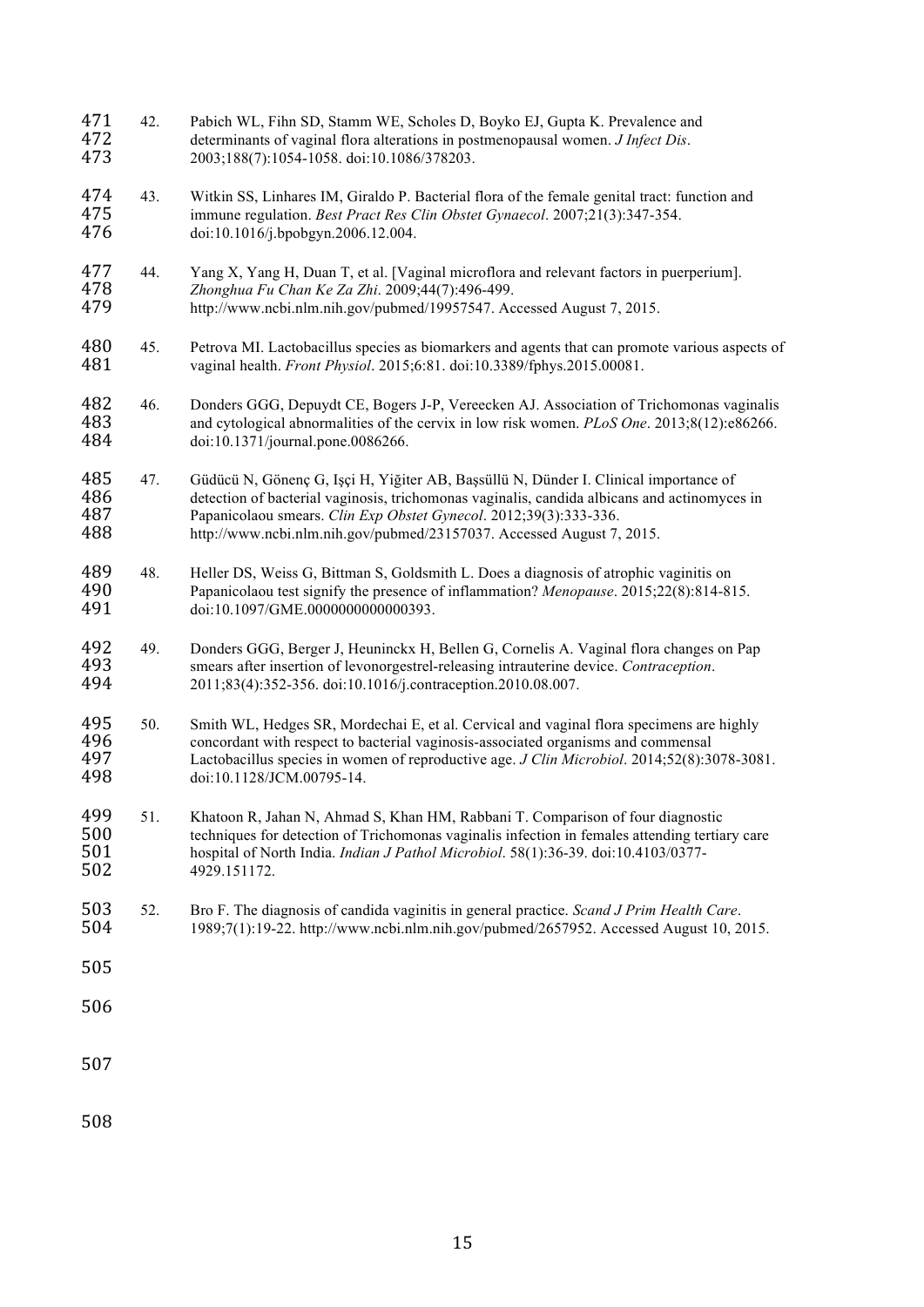42. Pabich WL, Fihn SD, Stamm WE, Scholes D, Boyko EJ, Gupta K. Prevalence and determinants of vaginal flora alterations in postmenopausal women. *J Infect Dis*. 2003;188(7):1054-1058. doi:10.1086/378203.

43. Witkin SS, Linhares IM, Giraldo P. Bacterial flora of the female genital tract: function and immune regulation. *Best Pract Res Clin Obstet Gynaecol*. 2007;21(3):347-354. doi:10.1016/j.bpobgyn.2006.12.004.

44. Yang X, Yang H, Duan T, et al. [Vaginal microflora and relevant factors in puerperium]. *Zhonghua Fu Chan Ke Za Zhi*. 2009;44(7):496-499. http://www.ncbi.nlm.nih.gov/pubmed/19957547. Accessed August 7, 2015.

45. Petrova MI. Lactobacillus species as biomarkers and agents that can promote various aspects of vaginal health. *Front Physiol*. 2015;6:81. doi:10.3389/fphys.2015.00081.

46. Donders GGG, Depuydt CE, Bogers J-P, Vereecken AJ. Association of Trichomonas vaginalis and cytological abnormalities of the cervix in low risk women. *PLoS One*. 2013;8(12):e86266. doi:10.1371/journal.pone.0086266.

47. Güdücü N, Gönenç G, Işçi H, Yiğiter AB, Başsüllü N, Dünder I. Clinical importance of detection of bacterial vaginosis, trichomonas vaginalis, candida albicans and actinomyces in Papanicolaou smears. *Clin Exp Obstet Gynecol*. 2012;39(3):333-336. http://www.ncbi.nlm.nih.gov/pubmed/23157037. Accessed August 7, 2015.

48. Heller DS, Weiss G, Bittman S, Goldsmith L. Does a diagnosis of atrophic vaginitis on Papanicolaou test signify the presence of inflammation? *Menopause*. 2015;22(8):814-815. doi:10.1097/GME.0000000000000393.

49. Donders GG, Berger J, Heuninckx H, Bellen G, Cornelis A. Vaginal flora changes on Pap smears after insertion of levonorgestrel-releasing intrauterine device. *Contraception*. 2011;83(4):352-356. doi:10.1016/j.contraception.2010.08.007.

50. Smith WL, Hedges SR, Mordechai E, et al. Cervical and vaginal flora specimens are highly concordant with respect to bacterial vaginosis-associated organisms and commensal Lactobacillus species in women of reproductive age. *J Clin Microbiol*. 2014;52(8):3078-3081. doi:10.1128/JCM.00795-14.

51. Khatoon R, Jahan N, Ahmad S, Khan HM, Rabbani T. Comparison of four diagnostic techniques for detection of Trichomonas vaginalis infection in females attending tertiary care hospital of North India. *Indian J Pathol Microbiol*. 58(1):36-39. doi:10.4103/0377-4929.151172.

52. Bro F. The diagnosis of candida vaginitis in general practice. *Scand J Prim Health Care*. 1989;7(1):19-22. http://www.ncbi.nlm.nih.gov/pubmed/2657952. Accessed August 10, 2015.